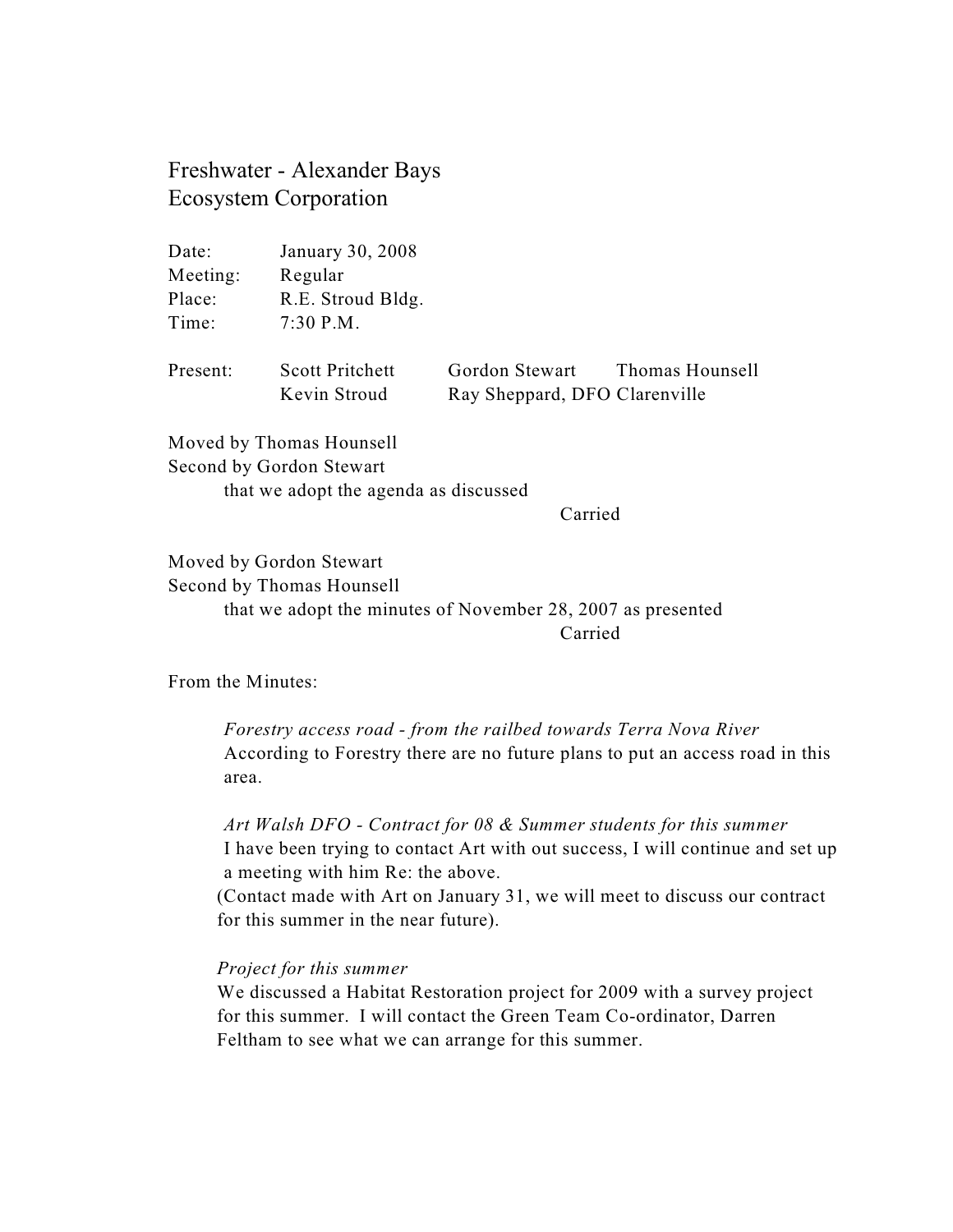# Freshwater - Alexander Bays Ecosystem Corporation

| | |
|---|---|
| Date: | January 30, 2008 |
| Meeting: | Regular |
| Place: | R.E. Stroud Bldg. |
| Time: | 7:30 P.M. |

Present: Scott Pritchett, Gordon Stewart, Thomas Hounsell, Kevin Stroud, Ray Sheppard, DFO Clarenville

Moved by Thomas Hounsell
Second by Gordon Stewart
that we adopt the agenda as discussed

Carried

Moved by Gordon Stewart
Second by Thomas Hounsell
that we adopt the minutes of November 28, 2007 as presented

Carried

From the Minutes:

*Forestry access road - from the railbed towards Terra Nova River*
According to Forestry there are no future plans to put an access road in this area.

*Art Walsh DFO - Contract for 08 & Summer students for this summer*
I have been trying to contact Art with out success, I will continue and set up a meeting with him Re: the above.
(Contact made with Art on January 31, we will meet to discuss our contract for this summer in the near future).

*Project for this summer*
We discussed a Habitat Restoration project for 2009 with a survey project for this summer. I will contact the Green Team Co-ordinator, Darren Feltham to see what we can arrange for this summer.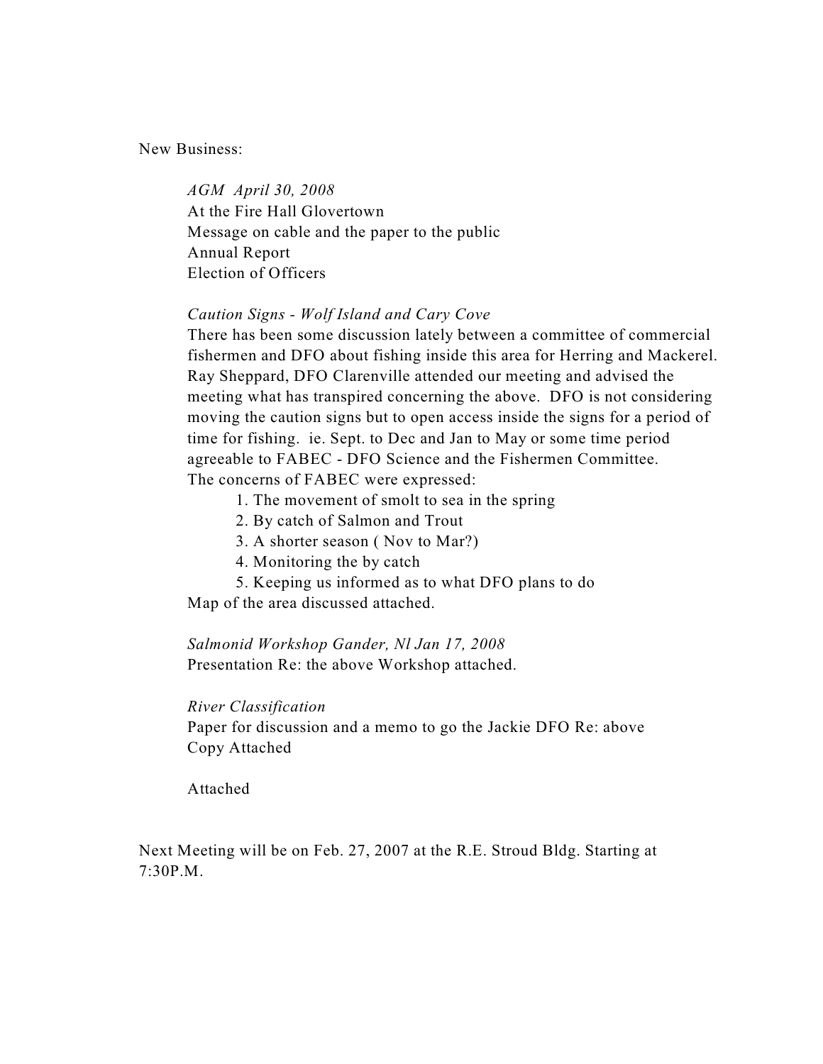New Business:

*AGM April 30, 2008*
At the Fire Hall Glovertown
Message on cable and the paper to the public
Annual Report
Election of Officers

*Caution Signs - Wolf Island and Cary Cove*
There has been some discussion lately between a committee of commercial fishermen and DFO about fishing inside this area for Herring and Mackerel. Ray Sheppard, DFO Clarenville attended our meeting and advised the meeting what has transpired concerning the above. DFO is not considering moving the caution signs but to open access inside the signs for a period of time for fishing. ie. Sept. to Dec and Jan to May or some time period agreeable to FABEC - DFO Science and the Fishermen Committee.
The concerns of FABEC were expressed:

1. The movement of smolt to sea in the spring
2. By catch of Salmon and Trout
3. A shorter season ( Nov to Mar?)
4. Monitoring the by catch
5. Keeping us informed as to what DFO plans to do

Map of the area discussed attached.

*Salmonid Workshop Gander, Nl Jan 17, 2008*
Presentation Re: the above Workshop attached.

*River Classification*
Paper for discussion and a memo to go the Jackie DFO Re: above
Copy Attached

Attached

Next Meeting will be on Feb. 27, 2007 at the R.E. Stroud Bldg. Starting at 7:30P.M.